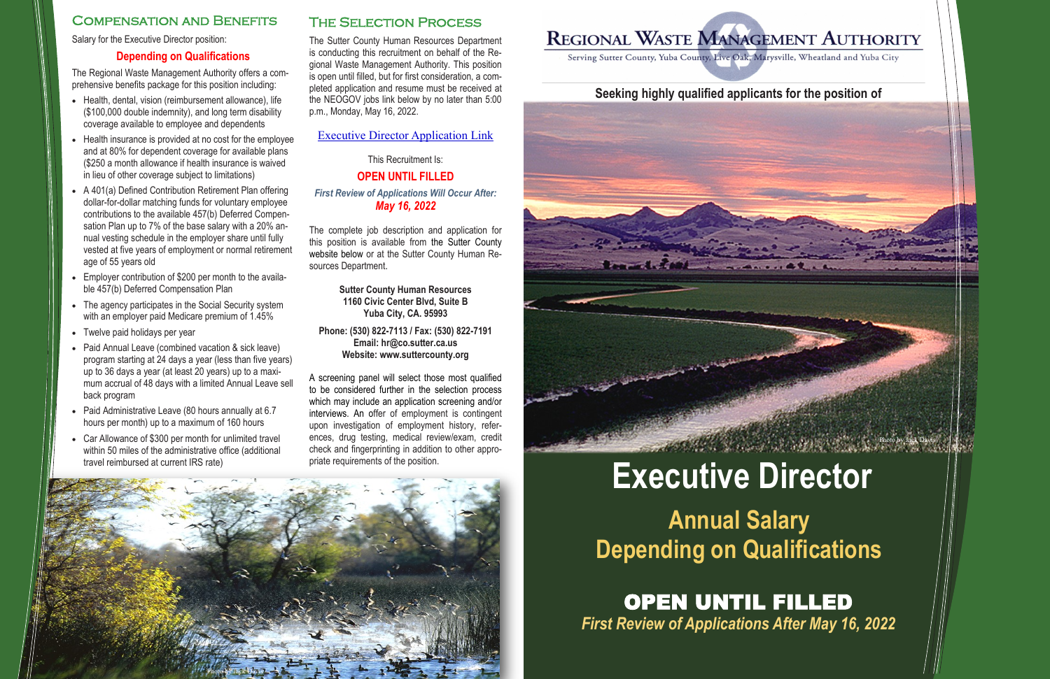## Compensation and Benefits

Salary for the Executive Director position:

**Depending on Qualifications**

The Regional Waste Management Authority offers a comprehensive benefits package for this position including:

- Health, dental, vision (reimbursement allowance), life ($100,000 double indemnity), and long term disability coverage available to employee and dependents
- Health insurance is provided at no cost for the employee and at 80% for dependent coverage for available plans ($250 a month allowance if health insurance is waived in lieu of other coverage subject to limitations)
- A 401(a) Defined Contribution Retirement Plan offering dollar-for-dollar matching funds for voluntary employee contributions to the available 457(b) Deferred Compensation Plan up to 7% of the base salary with a 20% annual vesting schedule in the employer share until fully vested at five years of employment or normal retirement age of 55 years old
- Employer contribution of $200 per month to the available 457(b) Deferred Compensation Plan
- The agency participates in the Social Security system with an employer paid Medicare premium of 1.45%
- Twelve paid holidays per year
- Paid Annual Leave (combined vacation & sick leave) program starting at 24 days a year (less than five years) up to 36 days a year (at least 20 years) up to a maximum accrual of 48 days with a limited Annual Leave sell back program
- Paid Administrative Leave (80 hours annually at 6.7 hours per month) up to a maximum of 160 hours
- Car Allowance of $300 per month for unlimited travel within 50 miles of the administrative office (additional travel reimbursed at current IRS rate)

## The Selection Process

The Sutter County Human Resources Department is conducting this recruitment on behalf of the Regional Waste Management Authority. This position is open until filled, but for first consideration, a completed application and resume must be received at the NEOGOV jobs link below by no later than 5:00 p.m., Monday, May 16, 2022.

Executive Director Application Link

This Recruitment Is:

**OPEN UNTIL FILLED**

***First Review of Applications Will Occur After: May 16, 2022***

The complete job description and application for this position is available from the Sutter County website below or at the Sutter County Human Resources Department.

**Sutter County Human Resources**
**1160 Civic Center Blvd, Suite B**
**Yuba City, CA. 95993**

**Phone: (530) 822-7113 / Fax: (530) 822-7191**
**Email: hr@co.sutter.ca.us**
**Website: www.suttercounty.org**

A screening panel will select those most qualified to be considered further in the selection process which may include an application screening and/or interviews. An offer of employment is contingent upon investigation of employment history, references, drug testing, medical review/exam, credit check and fingerprinting in addition to other appropriate requirements of the position.

Photo by Jack Davis

# Regional Waste Management Authority

Serving Sutter County, Yuba County, Live Oak, Marysville, Wheatland and Yuba City

**Seeking highly qualified applicants for the position of**

Photo by Jack Davis

# Executive Director

## Annual Salary Depending on Qualifications

## OPEN UNTIL FILLED

***First Review of Applications After May 16, 2022***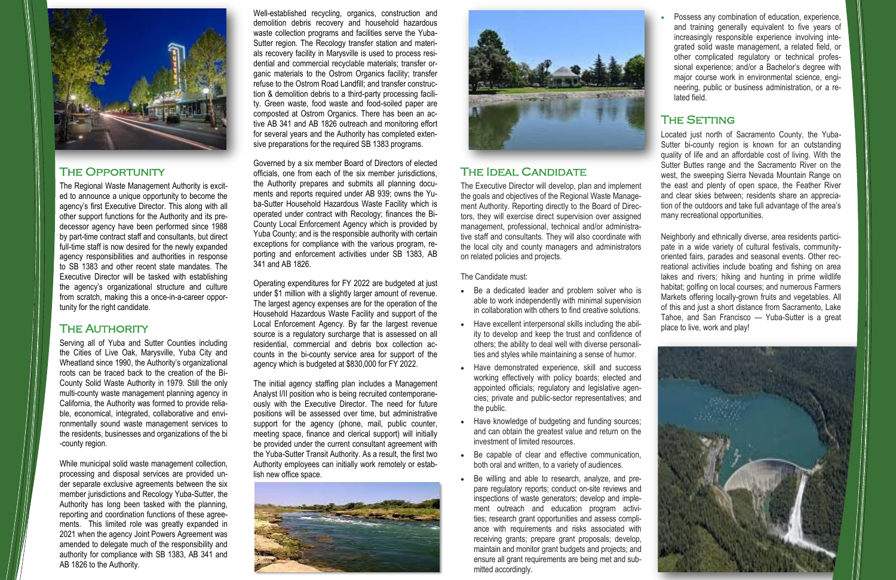## The Opportunity

The Regional Waste Management Authority is excited to announce a unique opportunity to become the agency's first Executive Director. This along with all other support functions for the Authority and its predecessor agency have been performed since 1988 by part-time contract staff and consultants, but direct full-time staff is now desired for the newly expanded agency responsibilities and authorities in response to SB 1383 and other recent state mandates. The Executive Director will be tasked with establishing the agency's organizational structure and culture from scratch, making this a once-in-a-career opportunity for the right candidate.

## The Authority

Serving all of Yuba and Sutter Counties including the Cities of Live Oak, Marysville, Yuba City and Wheatland since 1990, the Authority's organizational roots can be traced back to the creation of the Bi-County Solid Waste Authority in 1979. Still the only multi-county waste management planning agency in California, the Authority was formed to provide reliable, economical, integrated, collaborative and environmentally sound waste management services to the residents, businesses and organizations of the bi-county region.

While municipal solid waste management collection, processing and disposal services are provided under separate exclusive agreements between the six member jurisdictions and Recology Yuba-Sutter, the Authority has long been tasked with the planning, reporting and coordination functions of these agreements. This limited role was greatly expanded in 2021 when the agency Joint Powers Agreement was amended to delegate much of the responsibility and authority for compliance with SB 1383, AB 341 and AB 1826 to the Authority.

Well-established recycling, organics, construction and demolition debris recovery and household hazardous waste collection programs and facilities serve the Yuba-Sutter region. The Recology transfer station and materials recovery facility in Marysville is used to process residential and commercial recyclable materials; transfer organic materials to the Ostrom Organics facility; transfer refuse to the Ostrom Road Landfill; and transfer construction & demolition debris to a third-party processing facility. Green waste, food waste and food-soiled paper are composted at Ostrom Organics. There has been an active AB 341 and AB 1826 outreach and monitoring effort for several years and the Authority has completed extensive preparations for the required SB 1383 programs.

Governed by a six member Board of Directors of elected officials, one from each of the six member jurisdictions, the Authority prepares and submits all planning documents and reports required under AB 939; owns the Yuba-Sutter Household Hazardous Waste Facility which is operated under contract with Recology; finances the Bi-County Local Enforcement Agency which is provided by Yuba County; and is the responsible authority with certain exceptions for compliance with the various program, reporting and enforcement activities under SB 1383, AB 341 and AB 1826.

Operating expenditures for FY 2022 are budgeted at just under $1 million with a slightly larger amount of revenue. The largest agency expenses are for the operation of the Household Hazardous Waste Facility and support of the Local Enforcement Agency. By far the largest revenue source is a regulatory surcharge that is assessed on all residential, commercial and debris box collection accounts in the bi-county service area for support of the agency which is budgeted at $830,000 for FY 2022.

The initial agency staffing plan includes a Management Analyst I/II position who is being recruited contemporaneously with the Executive Director. The need for future positions will be assessed over time, but administrative support for the agency (phone, mail, public counter, meeting space, finance and clerical support) will initially be provided under the current consultant agreement with the Yuba-Sutter Transit Authority. As a result, the first two Authority employees can initially work remotely or establish new office space.

## The Ideal Candidate

The Executive Director will develop, plan and implement the goals and objectives of the Regional Waste Management Authority. Reporting directly to the Board of Directors, they will exercise direct supervision over assigned management, professional, technical and/or administrative staff and consultants. They will also coordinate with the local city and county managers and administrators on related policies and projects.

The Candidate must:

- Be a dedicated leader and problem solver who is able to work independently with minimal supervision in collaboration with others to find creative solutions.
- Have excellent interpersonal skills including the ability to develop and keep the trust and confidence of others; the ability to deal well with diverse personalities and styles while maintaining a sense of humor.
- Have demonstrated experience, skill and success working effectively with policy boards; elected and appointed officials; regulatory and legislative agencies; private and public-sector representatives; and the public.
- Have knowledge of budgeting and funding sources; and can obtain the greatest value and return on the investment of limited resources.
- Be capable of clear and effective communication, both oral and written, to a variety of audiences.
- Be willing and able to research, analyze, and prepare regulatory reports; conduct on-site reviews and inspections of waste generators; develop and implement outreach and education program activities; research grant opportunities and assess compliance with requirements and risks associated with receiving grants; prepare grant proposals; develop, maintain and monitor grant budgets and projects; and ensure all grant requirements are being met and submitted accordingly.
- Possess any combination of education, experience, and training generally equivalent to five years of increasingly responsible experience involving integrated solid waste management, a related field, or other complicated regulatory or technical professional experience; and/or a Bachelor's degree with major course work in environmental science, engineering, public or business administration, or a related field.

## The Setting

Located just north of Sacramento County, the Yuba-Sutter bi-county region is known for an outstanding quality of life and an affordable cost of living. With the Sutter Buttes range and the Sacramento River on the west, the sweeping Sierra Nevada Mountain Range on the east and plenty of open space, the Feather River and clear skies between; residents share an appreciation of the outdoors and take full advantage of the area's many recreational opportunities.

Neighborly and ethnically diverse, area residents participate in a wide variety of cultural festivals, community-oriented fairs, parades and seasonal events. Other recreational activities include boating and fishing on area lakes and rivers; hiking and hunting in prime wildlife habitat; golfing on local courses; and numerous Farmers Markets offering locally-grown fruits and vegetables. All of this and just a short distance from Sacramento, Lake Tahoe, and San Francisco — Yuba-Sutter is a great place to live, work and play!